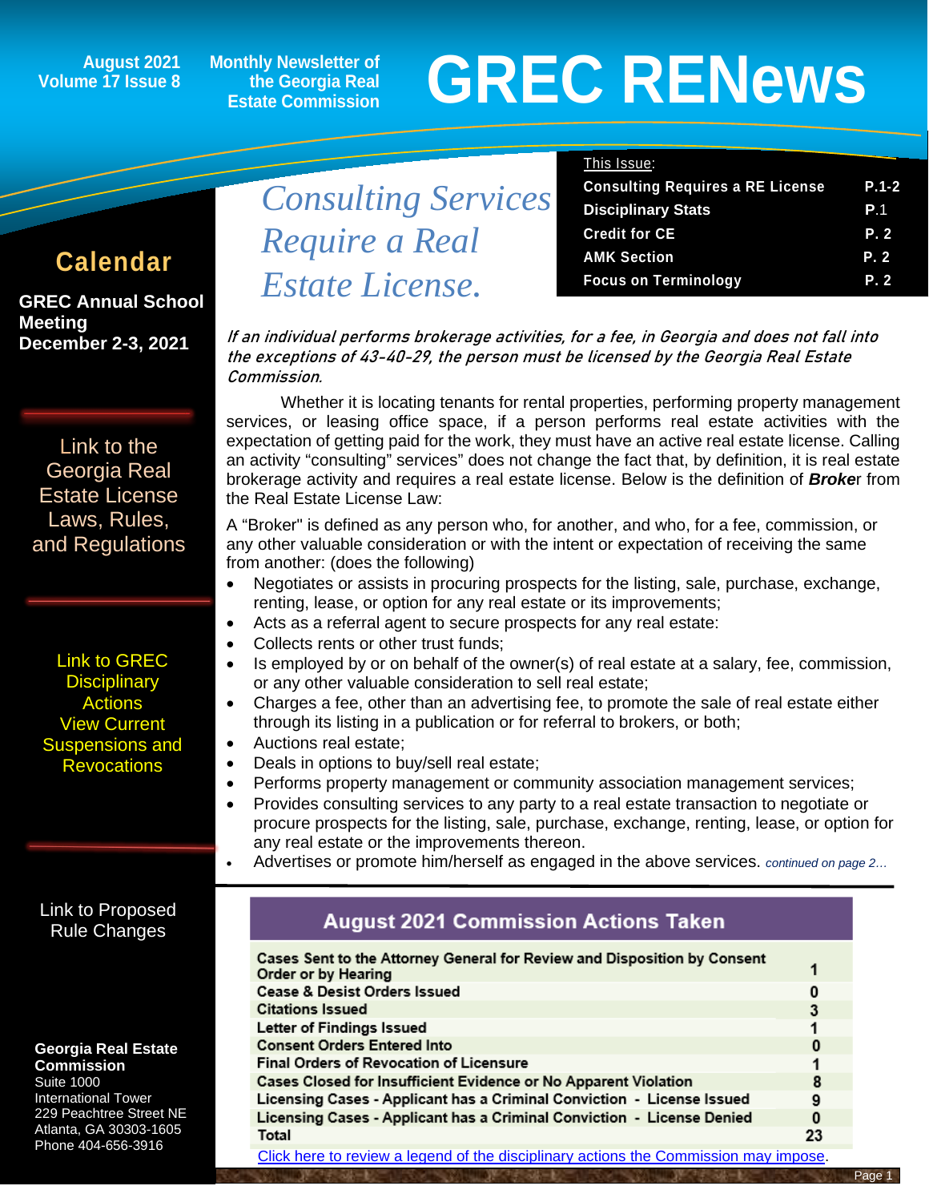August 2021 Volume 17 Issue 8

Monthly Newsletter of the Georgia Real Estate Commission

# GREC RENews

## Calendar

**GREC Annual School Meeting December 2-3, 2021**

Link to the Georgia Real Estate License Laws, Rules, and Regulations

Link to GREC Disciplinary Actions View Current Suspensions and Revocations

Link to Proposed Rule Changes

**Georgia Real Estate Commission**
Suite 1000
International Tower
229 Peachtree Street NE
Atlanta, GA 30303-1605
Phone 404-656-3916

This Issue:

| | |
|---|---|
| Consulting Requires a RE License | P.1-2 |
| Disciplinary Stats | P.1 |
| Credit for CE | P. 2 |
| AMK Section | P. 2 |
| Focus on Terminology | P. 2 |

## *Consulting Services Require a Real Estate License.*

*If an individual performs brokerage activities, for a fee, in Georgia and does not fall into the exceptions of 43-40-29, the person must be licensed by the Georgia Real Estate Commission.*

Whether it is locating tenants for rental properties, performing property management services, or leasing office space, if a person performs real estate activities with the expectation of getting paid for the work, they must have an active real estate license. Calling an activity "consulting" services" does not change the fact that, by definition, it is real estate brokerage activity and requires a real estate license. Below is the definition of ***Broke***r from the Real Estate License Law:

A "Broker" is defined as any person who, for another, and who, for a fee, commission, or any other valuable consideration or with the intent or expectation of receiving the same from another: (does the following)

- Negotiates or assists in procuring prospects for the listing, sale, purchase, exchange, renting, lease, or option for any real estate or its improvements;
- Acts as a referral agent to secure prospects for any real estate:
- Collects rents or other trust funds;
- Is employed by or on behalf of the owner(s) of real estate at a salary, fee, commission, or any other valuable consideration to sell real estate;
- Charges a fee, other than an advertising fee, to promote the sale of real estate either through its listing in a publication or for referral to brokers, or both;
- Auctions real estate;
- Deals in options to buy/sell real estate;
- Performs property management or community association management services;
- Provides consulting services to any party to a real estate transaction to negotiate or procure prospects for the listing, sale, purchase, exchange, renting, lease, or option for any real estate or the improvements thereon.
- Advertises or promote him/herself as engaged in the above services. *continued on page 2…*

## August 2021 Commission Actions Taken

| | |
|---|---|
| Cases Sent to the Attorney General for Review and Disposition by Consent Order or by Hearing | 1 |
| Cease & Desist Orders Issued | 0 |
| Citations Issued | 3 |
| Letter of Findings Issued | 1 |
| Consent Orders Entered Into | 0 |
| Final Orders of Revocation of Licensure | 1 |
| Cases Closed for Insufficient Evidence or No Apparent Violation | 8 |
| Licensing Cases - Applicant has a Criminal Conviction - License Issued | 9 |
| Licensing Cases - Applicant has a Criminal Conviction - License Denied | 0 |
| Total | 23 |

Click here to review a legend of the disciplinary actions the Commission may impose.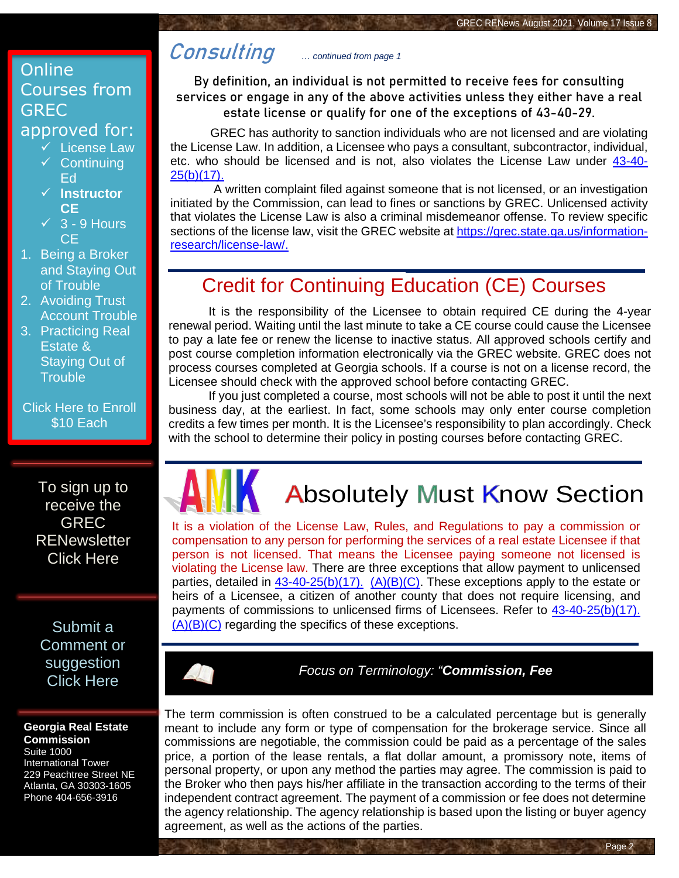## Online Courses from GREC approved for:

- ✓ License Law
- ✓ Continuing Ed
- ✓ **Instructor CE**
- ✓ 3 - 9 Hours CE

1. Being a Broker and Staying Out of Trouble
2. Avoiding Trust Account Trouble
3. Practicing Real Estate & Staying Out of Trouble

Click Here to Enroll
$10 Each

To sign up to receive the GREC RENewsletter Click Here

Submit a Comment or suggestion Click Here

**Georgia Real Estate Commission**
Suite 1000
International Tower
229 Peachtree Street NE
Atlanta, GA 30303-1605
Phone 404-656-3916

## Consulting

*… continued from page 1*

**By definition, an individual is not permitted to receive fees for consulting services or engage in any of the above activities unless they either have a real estate license or qualify for one of the exceptions of 43-40-29.**

GREC has authority to sanction individuals who are not licensed and are violating the License Law. In addition, a Licensee who pays a consultant, subcontractor, individual, etc. who should be licensed and is not, also violates the License Law under 43-40-25(b)(17).

A written complaint filed against someone that is not licensed, or an investigation initiated by the Commission, can lead to fines or sanctions by GREC. Unlicensed activity that violates the License Law is also a criminal misdemeanor offense. To review specific sections of the license law, visit the GREC website at https://grec.state.ga.us/information-research/license-law/.

## Credit for Continuing Education (CE) Courses

It is the responsibility of the Licensee to obtain required CE during the 4-year renewal period. Waiting until the last minute to take a CE course could cause the Licensee to pay a late fee or renew the license to inactive status. All approved schools certify and post course completion information electronically via the GREC website. GREC does not process courses completed at Georgia schools. If a course is not on a license record, the Licensee should check with the approved school before contacting GREC.

If you just completed a course, most schools will not be able to post it until the next business day, at the earliest. In fact, some schools may only enter course completion credits a few times per month. It is the Licensee's responsibility to plan accordingly. Check with the school to determine their policy in posting courses before contacting GREC.

## AMK Absolutely Must Know Section

It is a violation of the License Law, Rules, and Regulations to pay a commission or compensation to any person for performing the services of a real estate Licensee if that person is not licensed. That means the Licensee paying someone not licensed is violating the License law. There are three exceptions that allow payment to unlicensed parties, detailed in 43-40-25(b)(17). (A)(B)(C). These exceptions apply to the estate or heirs of a Licensee, a citizen of another county that does not require licensing, and payments of commissions to unlicensed firms of Licensees. Refer to 43-40-25(b)(17). (A)(B)(C) regarding the specifics of these exceptions.

### *Focus on Terminology: "**Commission, Fee***

The term commission is often construed to be a calculated percentage but is generally meant to include any form or type of compensation for the brokerage service. Since all commissions are negotiable, the commission could be paid as a percentage of the sales price, a portion of the lease rentals, a flat dollar amount, a promissory note, items of personal property, or upon any method the parties may agree. The commission is paid to the Broker who then pays his/her affiliate in the transaction according to the terms of their independent contract agreement. The payment of a commission or fee does not determine the agency relationship. The agency relationship is based upon the listing or buyer agency agreement, as well as the actions of the parties.